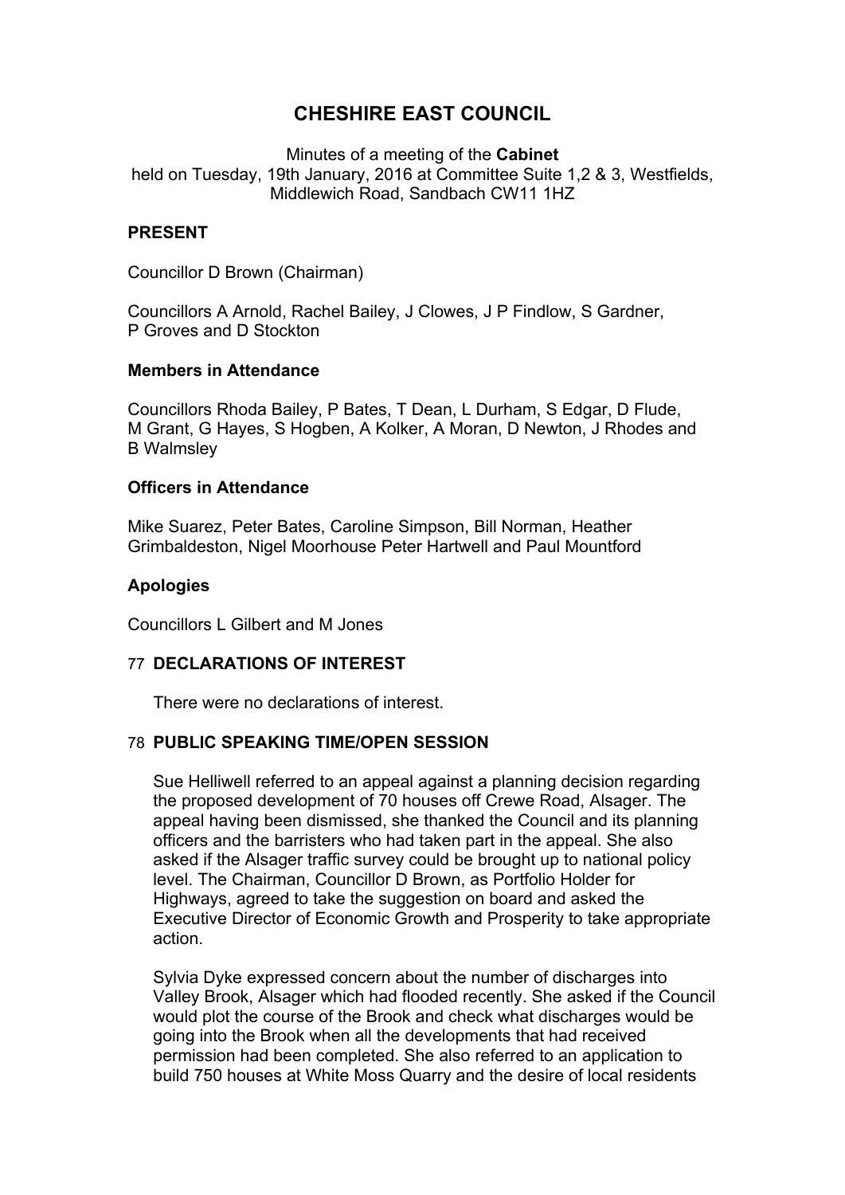# CHESHIRE EAST COUNCIL

Minutes of a meeting of the **Cabinet**
held on Tuesday, 19th January, 2016 at Committee Suite 1,2 & 3, Westfields, Middlewich Road, Sandbach CW11 1HZ

## PRESENT

Councillor D Brown (Chairman)

Councillors A Arnold, Rachel Bailey, J Clowes, J P Findlow, S Gardner, P Groves and D Stockton

### Members in Attendance

Councillors Rhoda Bailey, P Bates, T Dean, L Durham, S Edgar, D Flude, M Grant, G Hayes, S Hogben, A Kolker, A Moran, D Newton, J Rhodes and B Walmsley

### Officers in Attendance

Mike Suarez, Peter Bates, Caroline Simpson, Bill Norman, Heather Grimbaldeston, Nigel Moorhouse Peter Hartwell and Paul Mountford

### Apologies

Councillors L Gilbert and M Jones

## 77 DECLARATIONS OF INTEREST

There were no declarations of interest.

## 78 PUBLIC SPEAKING TIME/OPEN SESSION

Sue Helliwell referred to an appeal against a planning decision regarding the proposed development of 70 houses off Crewe Road, Alsager. The appeal having been dismissed, she thanked the Council and its planning officers and the barristers who had taken part in the appeal. She also asked if the Alsager traffic survey could be brought up to national policy level. The Chairman, Councillor D Brown, as Portfolio Holder for Highways, agreed to take the suggestion on board and asked the Executive Director of Economic Growth and Prosperity to take appropriate action.

Sylvia Dyke expressed concern about the number of discharges into Valley Brook, Alsager which had flooded recently. She asked if the Council would plot the course of the Brook and check what discharges would be going into the Brook when all the developments that had received permission had been completed. She also referred to an application to build 750 houses at White Moss Quarry and the desire of local residents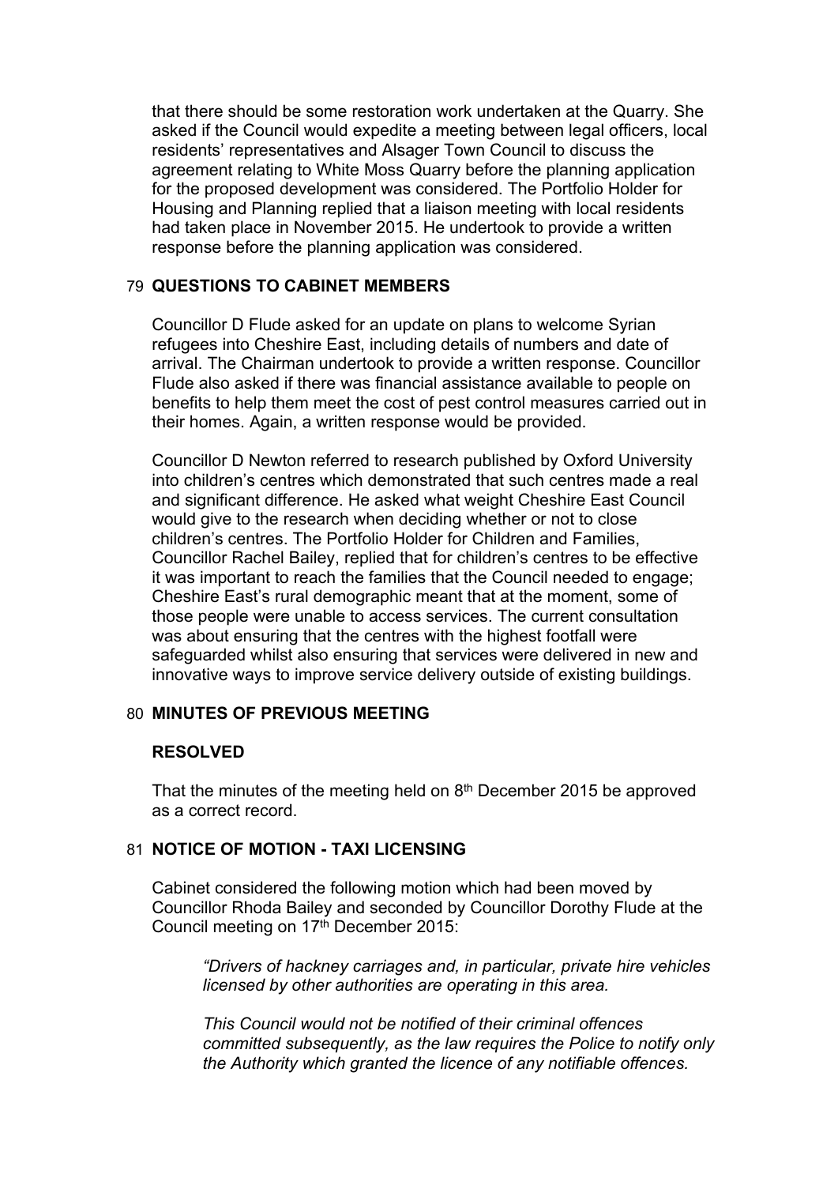that there should be some restoration work undertaken at the Quarry. She asked if the Council would expedite a meeting between legal officers, local residents' representatives and Alsager Town Council to discuss the agreement relating to White Moss Quarry before the planning application for the proposed development was considered. The Portfolio Holder for Housing and Planning replied that a liaison meeting with local residents had taken place in November 2015. He undertook to provide a written response before the planning application was considered.

## 79 QUESTIONS TO CABINET MEMBERS

Councillor D Flude asked for an update on plans to welcome Syrian refugees into Cheshire East, including details of numbers and date of arrival. The Chairman undertook to provide a written response. Councillor Flude also asked if there was financial assistance available to people on benefits to help them meet the cost of pest control measures carried out in their homes. Again, a written response would be provided.

Councillor D Newton referred to research published by Oxford University into children's centres which demonstrated that such centres made a real and significant difference. He asked what weight Cheshire East Council would give to the research when deciding whether or not to close children's centres. The Portfolio Holder for Children and Families, Councillor Rachel Bailey, replied that for children's centres to be effective it was important to reach the families that the Council needed to engage; Cheshire East's rural demographic meant that at the moment, some of those people were unable to access services. The current consultation was about ensuring that the centres with the highest footfall were safeguarded whilst also ensuring that services were delivered in new and innovative ways to improve service delivery outside of existing buildings.

## 80 MINUTES OF PREVIOUS MEETING

**RESOLVED**

That the minutes of the meeting held on 8th December 2015 be approved as a correct record.

## 81 NOTICE OF MOTION - TAXI LICENSING

Cabinet considered the following motion which had been moved by Councillor Rhoda Bailey and seconded by Councillor Dorothy Flude at the Council meeting on 17th December 2015:

> *"Drivers of hackney carriages and, in particular, private hire vehicles licensed by other authorities are operating in this area.*
>
> *This Council would not be notified of their criminal offences committed subsequently, as the law requires the Police to notify only the Authority which granted the licence of any notifiable offences.*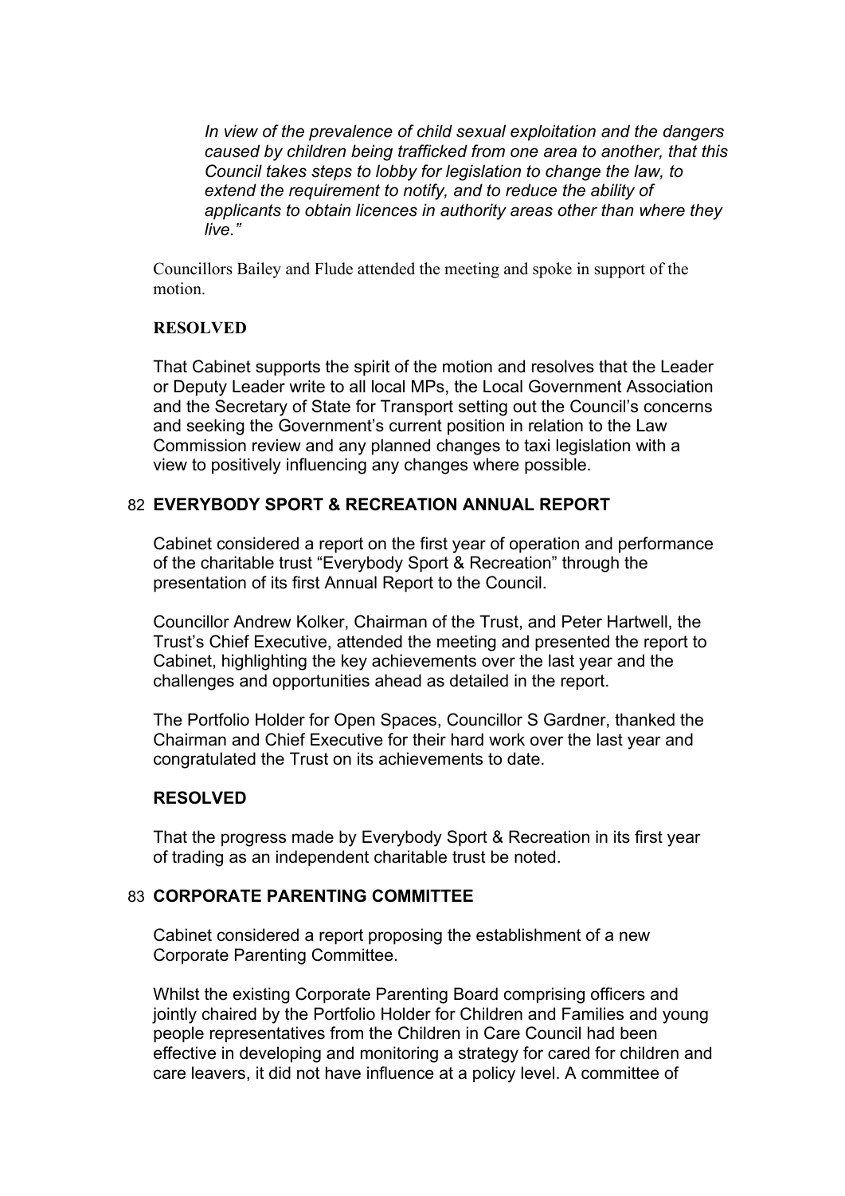*In view of the prevalence of child sexual exploitation and the dangers caused by children being trafficked from one area to another, that this Council takes steps to lobby for legislation to change the law, to extend the requirement to notify, and to reduce the ability of applicants to obtain licences in authority areas other than where they live."*

Councillors Bailey and Flude attended the meeting and spoke in support of the motion.

**RESOLVED**

That Cabinet supports the spirit of the motion and resolves that the Leader or Deputy Leader write to all local MPs, the Local Government Association and the Secretary of State for Transport setting out the Council's concerns and seeking the Government's current position in relation to the Law Commission review and any planned changes to taxi legislation with a view to positively influencing any changes where possible.

## 82 EVERYBODY SPORT & RECREATION ANNUAL REPORT

Cabinet considered a report on the first year of operation and performance of the charitable trust "Everybody Sport & Recreation" through the presentation of its first Annual Report to the Council.

Councillor Andrew Kolker, Chairman of the Trust, and Peter Hartwell, the Trust's Chief Executive, attended the meeting and presented the report to Cabinet, highlighting the key achievements over the last year and the challenges and opportunities ahead as detailed in the report.

The Portfolio Holder for Open Spaces, Councillor S Gardner, thanked the Chairman and Chief Executive for their hard work over the last year and congratulated the Trust on its achievements to date.

**RESOLVED**

That the progress made by Everybody Sport & Recreation in its first year of trading as an independent charitable trust be noted.

## 83 CORPORATE PARENTING COMMITTEE

Cabinet considered a report proposing the establishment of a new Corporate Parenting Committee.

Whilst the existing Corporate Parenting Board comprising officers and jointly chaired by the Portfolio Holder for Children and Families and young people representatives from the Children in Care Council had been effective in developing and monitoring a strategy for cared for children and care leavers, it did not have influence at a policy level. A committee of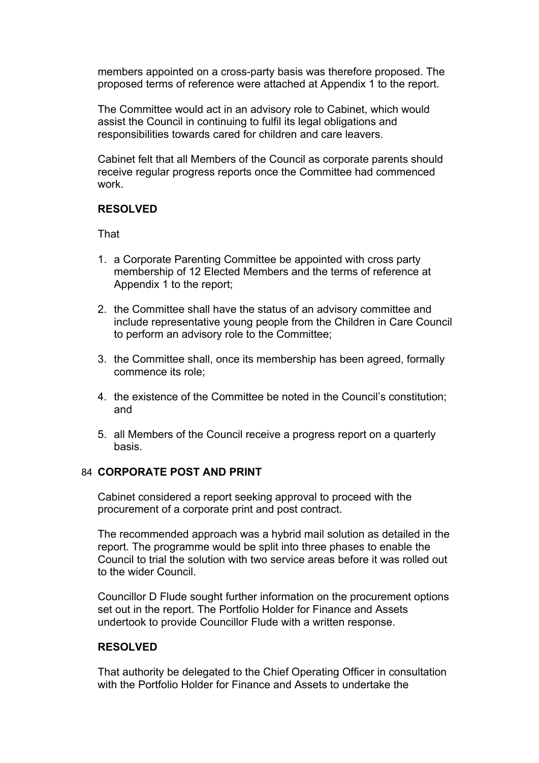members appointed on a cross-party basis was therefore proposed. The proposed terms of reference were attached at Appendix 1 to the report.

The Committee would act in an advisory role to Cabinet, which would assist the Council in continuing to fulfil its legal obligations and responsibilities towards cared for children and care leavers.

Cabinet felt that all Members of the Council as corporate parents should receive regular progress reports once the Committee had commenced work.

**RESOLVED**

That

1. a Corporate Parenting Committee be appointed with cross party membership of 12 Elected Members and the terms of reference at Appendix 1 to the report;

2. the Committee shall have the status of an advisory committee and include representative young people from the Children in Care Council to perform an advisory role to the Committee;

3. the Committee shall, once its membership has been agreed, formally commence its role;

4. the existence of the Committee be noted in the Council's constitution; and

5. all Members of the Council receive a progress report on a quarterly basis.

## 84 CORPORATE POST AND PRINT

Cabinet considered a report seeking approval to proceed with the procurement of a corporate print and post contract.

The recommended approach was a hybrid mail solution as detailed in the report. The programme would be split into three phases to enable the Council to trial the solution with two service areas before it was rolled out to the wider Council.

Councillor D Flude sought further information on the procurement options set out in the report. The Portfolio Holder for Finance and Assets undertook to provide Councillor Flude with a written response.

**RESOLVED**

That authority be delegated to the Chief Operating Officer in consultation with the Portfolio Holder for Finance and Assets to undertake the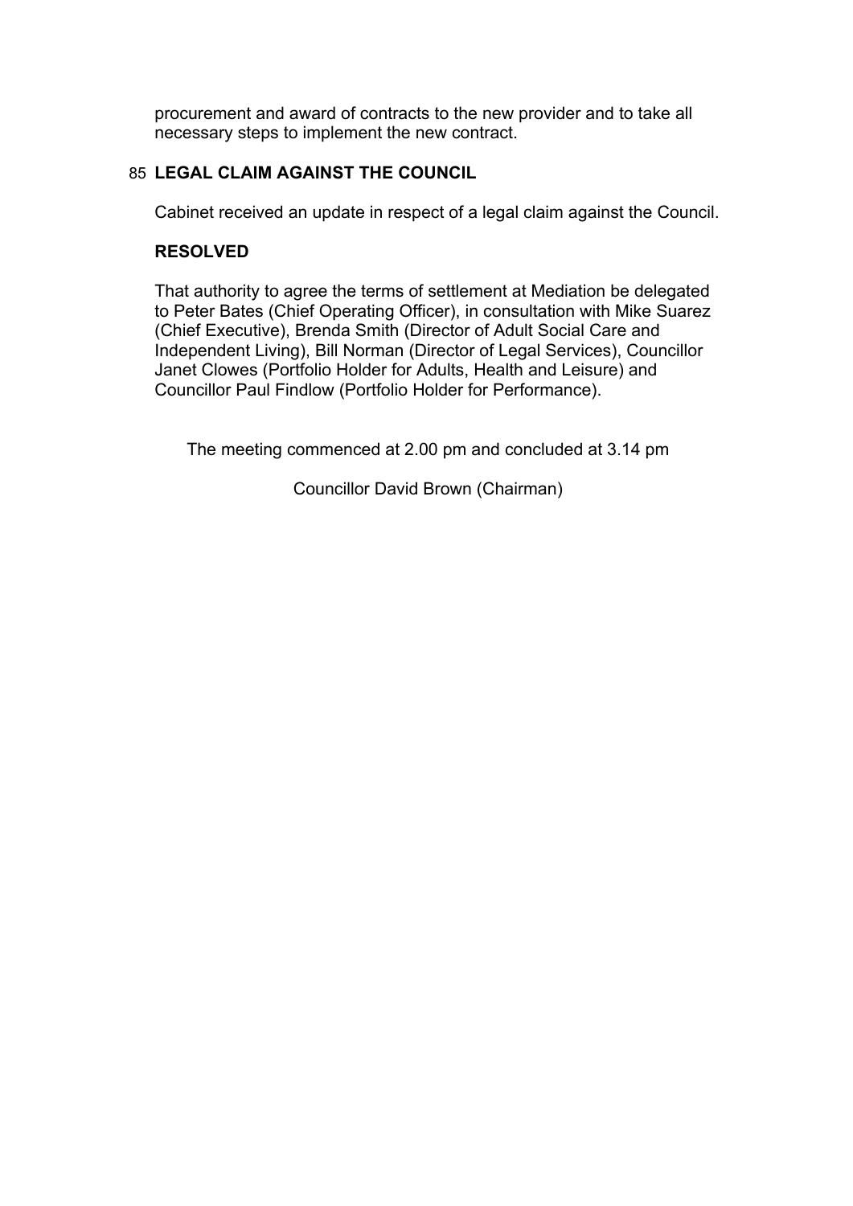procurement and award of contracts to the new provider and to take all necessary steps to implement the new contract.

## 85 LEGAL CLAIM AGAINST THE COUNCIL

Cabinet received an update in respect of a legal claim against the Council.

**RESOLVED**

That authority to agree the terms of settlement at Mediation be delegated to Peter Bates (Chief Operating Officer), in consultation with Mike Suarez (Chief Executive), Brenda Smith (Director of Adult Social Care and Independent Living), Bill Norman (Director of Legal Services), Councillor Janet Clowes (Portfolio Holder for Adults, Health and Leisure) and Councillor Paul Findlow (Portfolio Holder for Performance).

The meeting commenced at 2.00 pm and concluded at 3.14 pm

Councillor David Brown (Chairman)